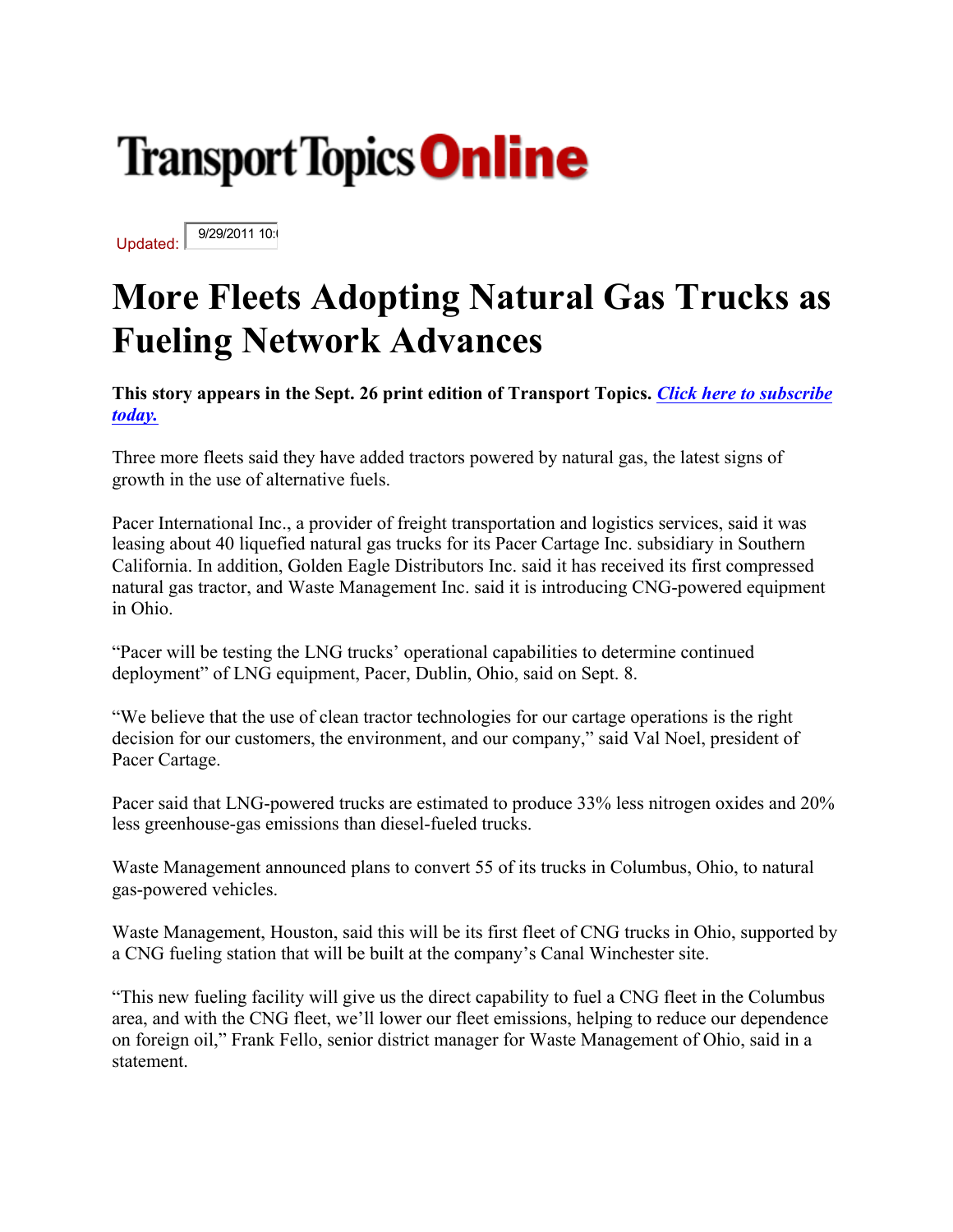# Transport Topics Online

Updated: 9/29/2011 10:(

# More Fleets Adopting Natural Gas Trucks as Fueling Network Advances

**This story appears in the Sept. 26 print edition of Transport Topics. *Click here to subscribe today.***

Three more fleets said they have added tractors powered by natural gas, the latest signs of growth in the use of alternative fuels.

Pacer International Inc., a provider of freight transportation and logistics services, said it was leasing about 40 liquefied natural gas trucks for its Pacer Cartage Inc. subsidiary in Southern California. In addition, Golden Eagle Distributors Inc. said it has received its first compressed natural gas tractor, and Waste Management Inc. said it is introducing CNG-powered equipment in Ohio.

"Pacer will be testing the LNG trucks' operational capabilities to determine continued deployment" of LNG equipment, Pacer, Dublin, Ohio, said on Sept. 8.

"We believe that the use of clean tractor technologies for our cartage operations is the right decision for our customers, the environment, and our company," said Val Noel, president of Pacer Cartage.

Pacer said that LNG-powered trucks are estimated to produce 33% less nitrogen oxides and 20% less greenhouse-gas emissions than diesel-fueled trucks.

Waste Management announced plans to convert 55 of its trucks in Columbus, Ohio, to natural gas-powered vehicles.

Waste Management, Houston, said this will be its first fleet of CNG trucks in Ohio, supported by a CNG fueling station that will be built at the company's Canal Winchester site.

"This new fueling facility will give us the direct capability to fuel a CNG fleet in the Columbus area, and with the CNG fleet, we'll lower our fleet emissions, helping to reduce our dependence on foreign oil," Frank Fello, senior district manager for Waste Management of Ohio, said in a statement.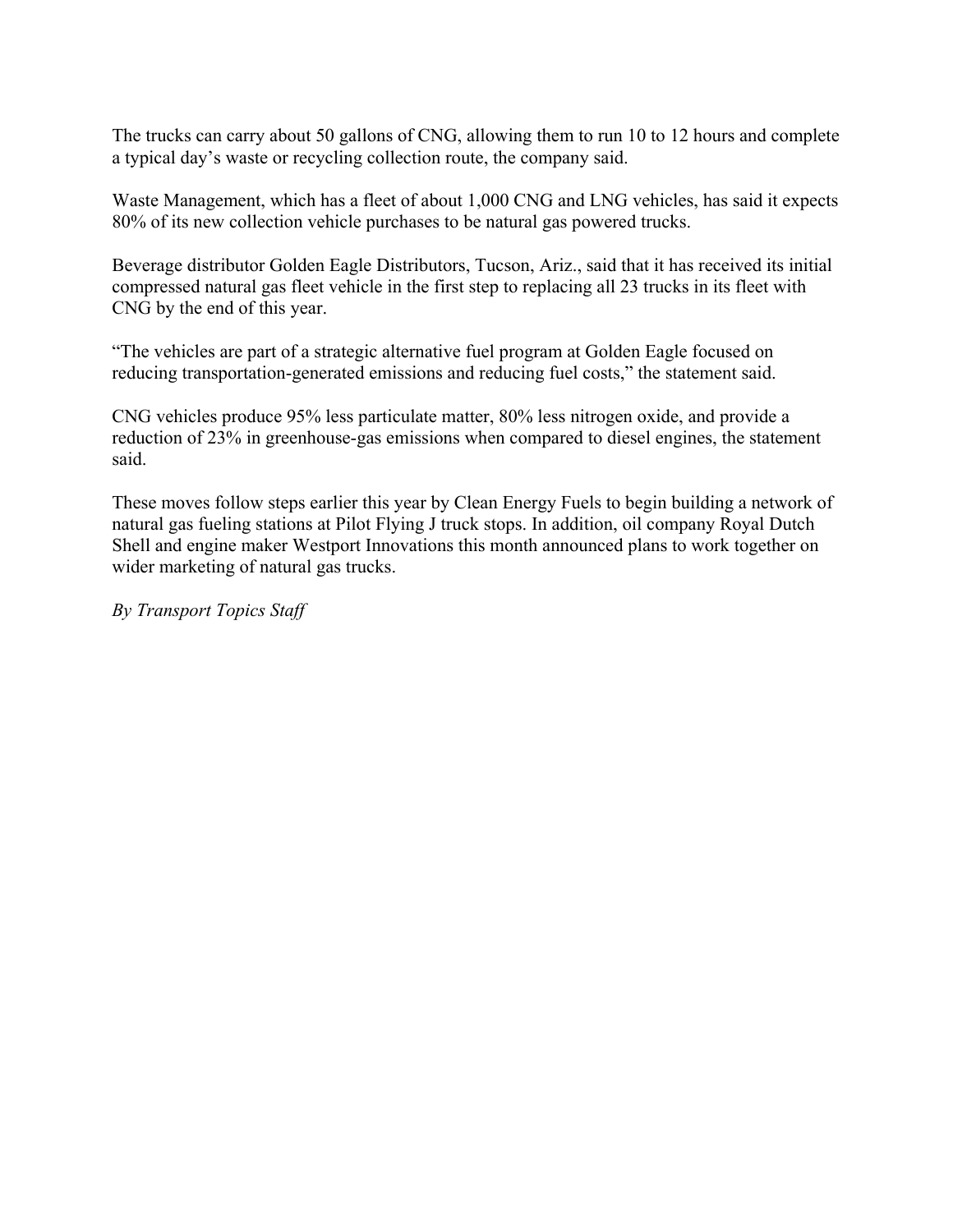The trucks can carry about 50 gallons of CNG, allowing them to run 10 to 12 hours and complete a typical day's waste or recycling collection route, the company said.

Waste Management, which has a fleet of about 1,000 CNG and LNG vehicles, has said it expects 80% of its new collection vehicle purchases to be natural gas powered trucks.

Beverage distributor Golden Eagle Distributors, Tucson, Ariz., said that it has received its initial compressed natural gas fleet vehicle in the first step to replacing all 23 trucks in its fleet with CNG by the end of this year.

"The vehicles are part of a strategic alternative fuel program at Golden Eagle focused on reducing transportation-generated emissions and reducing fuel costs," the statement said.

CNG vehicles produce 95% less particulate matter, 80% less nitrogen oxide, and provide a reduction of 23% in greenhouse-gas emissions when compared to diesel engines, the statement said.

These moves follow steps earlier this year by Clean Energy Fuels to begin building a network of natural gas fueling stations at Pilot Flying J truck stops. In addition, oil company Royal Dutch Shell and engine maker Westport Innovations this month announced plans to work together on wider marketing of natural gas trucks.

*By Transport Topics Staff*